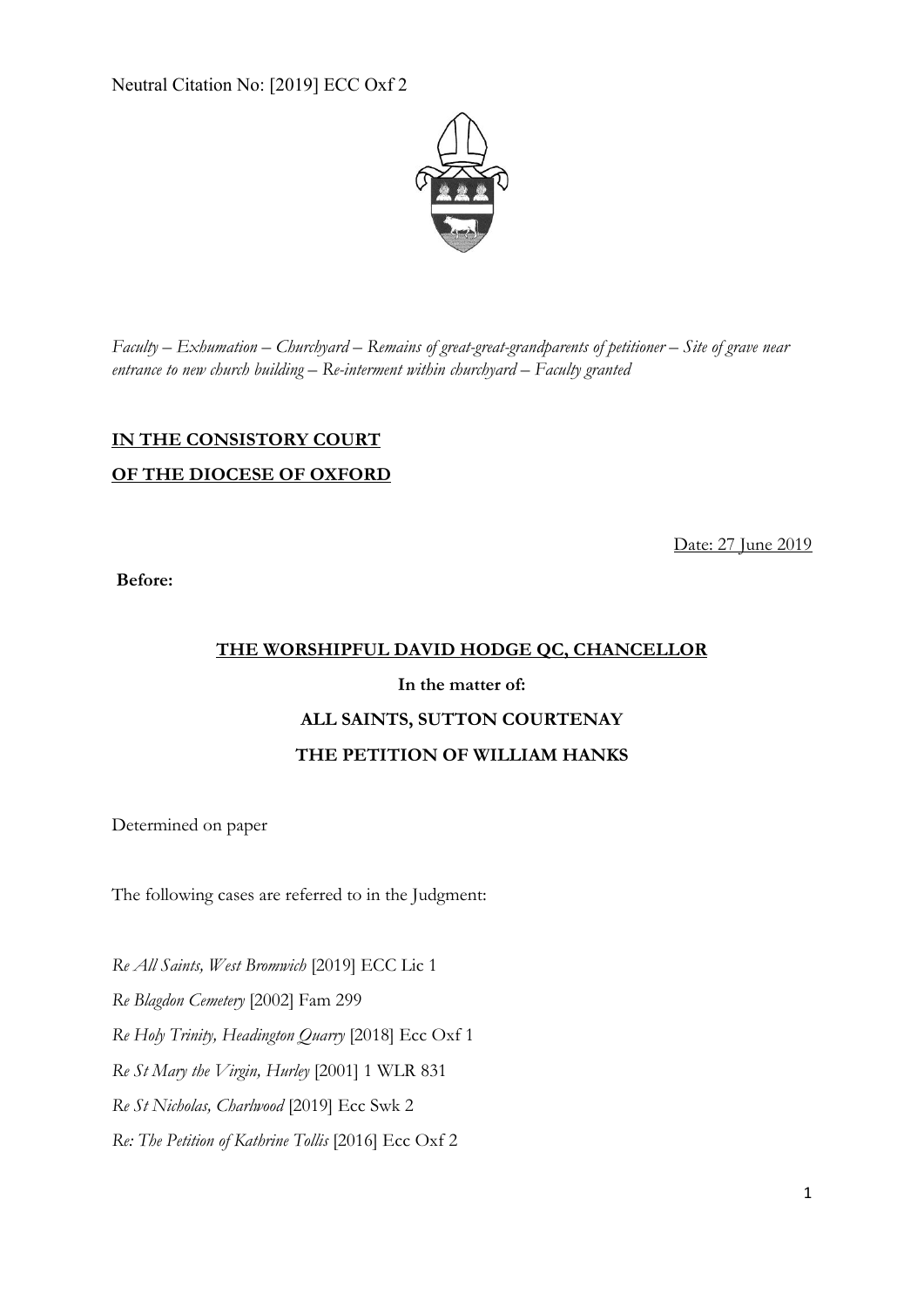Neutral Citation No: [2019] ECC Oxf 2

*Faculty – Exhumation – Churchyard – Remains of great-great-grandparents of petitioner – Site of grave near entrance to new church building – Re-interment within churchyard – Faculty granted*

**IN THE CONSISTORY COURT**

**OF THE DIOCESE OF OXFORD**

Date: 27 June 2019

**Before:**

**THE WORSHIPFUL DAVID HODGE QC, CHANCELLOR**

**In the matter of:**

**ALL SAINTS, SUTTON COURTENAY**

**THE PETITION OF WILLIAM HANKS**

Determined on paper

The following cases are referred to in the Judgment:

*Re All Saints, West Bromwich* [2019] ECC Lic 1

*Re Blagdon Cemetery* [2002] Fam 299

*Re Holy Trinity, Headington Quarry* [2018] Ecc Oxf 1

*Re St Mary the Virgin, Hurley* [2001] 1 WLR 831

*Re St Nicholas, Charlwood* [2019] Ecc Swk 2

*Re: The Petition of Kathrine Tollis* [2016] Ecc Oxf 2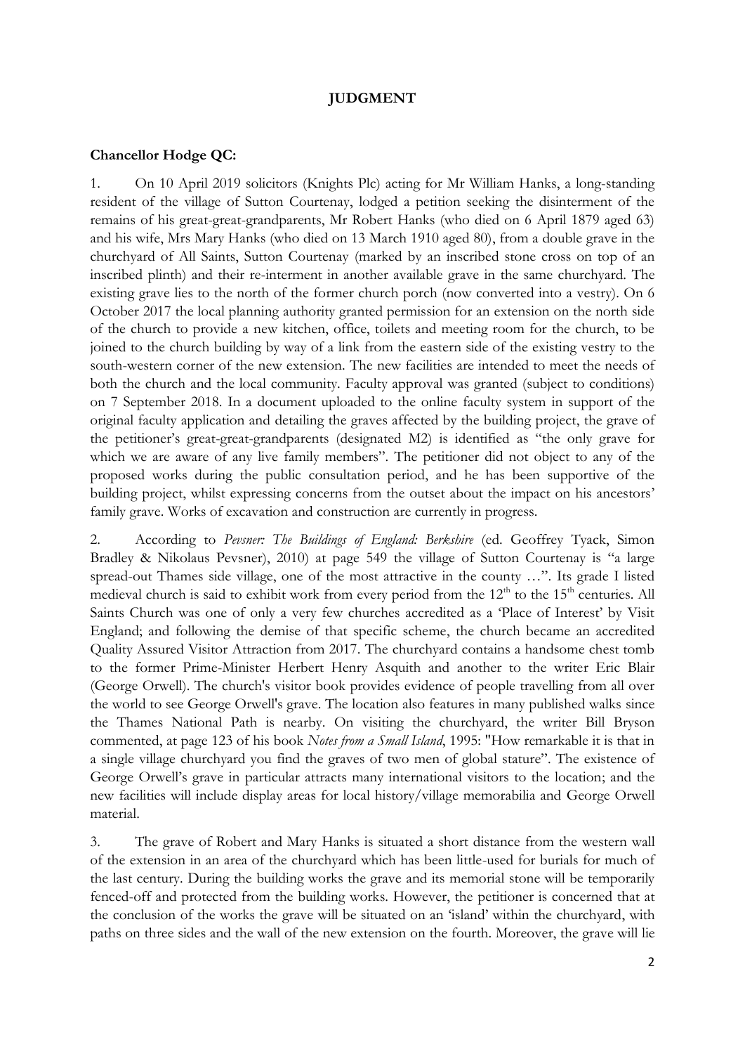## JUDGMENT

**Chancellor Hodge QC:**

1. On 10 April 2019 solicitors (Knights Plc) acting for Mr William Hanks, a long-standing resident of the village of Sutton Courtenay, lodged a petition seeking the disinterment of the remains of his great-great-grandparents, Mr Robert Hanks (who died on 6 April 1879 aged 63) and his wife, Mrs Mary Hanks (who died on 13 March 1910 aged 80), from a double grave in the churchyard of All Saints, Sutton Courtenay (marked by an inscribed stone cross on top of an inscribed plinth) and their re-interment in another available grave in the same churchyard. The existing grave lies to the north of the former church porch (now converted into a vestry). On 6 October 2017 the local planning authority granted permission for an extension on the north side of the church to provide a new kitchen, office, toilets and meeting room for the church, to be joined to the church building by way of a link from the eastern side of the existing vestry to the south-western corner of the new extension. The new facilities are intended to meet the needs of both the church and the local community. Faculty approval was granted (subject to conditions) on 7 September 2018. In a document uploaded to the online faculty system in support of the original faculty application and detailing the graves affected by the building project, the grave of the petitioner's great-great-grandparents (designated M2) is identified as "the only grave for which we are aware of any live family members". The petitioner did not object to any of the proposed works during the public consultation period, and he has been supportive of the building project, whilst expressing concerns from the outset about the impact on his ancestors' family grave. Works of excavation and construction are currently in progress.

2. According to *Pevsner: The Buildings of England: Berkshire* (ed. Geoffrey Tyack, Simon Bradley & Nikolaus Pevsner), 2010) at page 549 the village of Sutton Courtenay is "a large spread-out Thames side village, one of the most attractive in the county …". Its grade I listed medieval church is said to exhibit work from every period from the 12th to the 15th centuries. All Saints Church was one of only a very few churches accredited as a 'Place of Interest' by Visit England; and following the demise of that specific scheme, the church became an accredited Quality Assured Visitor Attraction from 2017. The churchyard contains a handsome chest tomb to the former Prime-Minister Herbert Henry Asquith and another to the writer Eric Blair (George Orwell). The church's visitor book provides evidence of people travelling from all over the world to see George Orwell's grave. The location also features in many published walks since the Thames National Path is nearby. On visiting the churchyard, the writer Bill Bryson commented, at page 123 of his book *Notes from a Small Island*, 1995: "How remarkable it is that in a single village churchyard you find the graves of two men of global stature". The existence of George Orwell's grave in particular attracts many international visitors to the location; and the new facilities will include display areas for local history/village memorabilia and George Orwell material.

3. The grave of Robert and Mary Hanks is situated a short distance from the western wall of the extension in an area of the churchyard which has been little-used for burials for much of the last century. During the building works the grave and its memorial stone will be temporarily fenced-off and protected from the building works. However, the petitioner is concerned that at the conclusion of the works the grave will be situated on an 'island' within the churchyard, with paths on three sides and the wall of the new extension on the fourth. Moreover, the grave will lie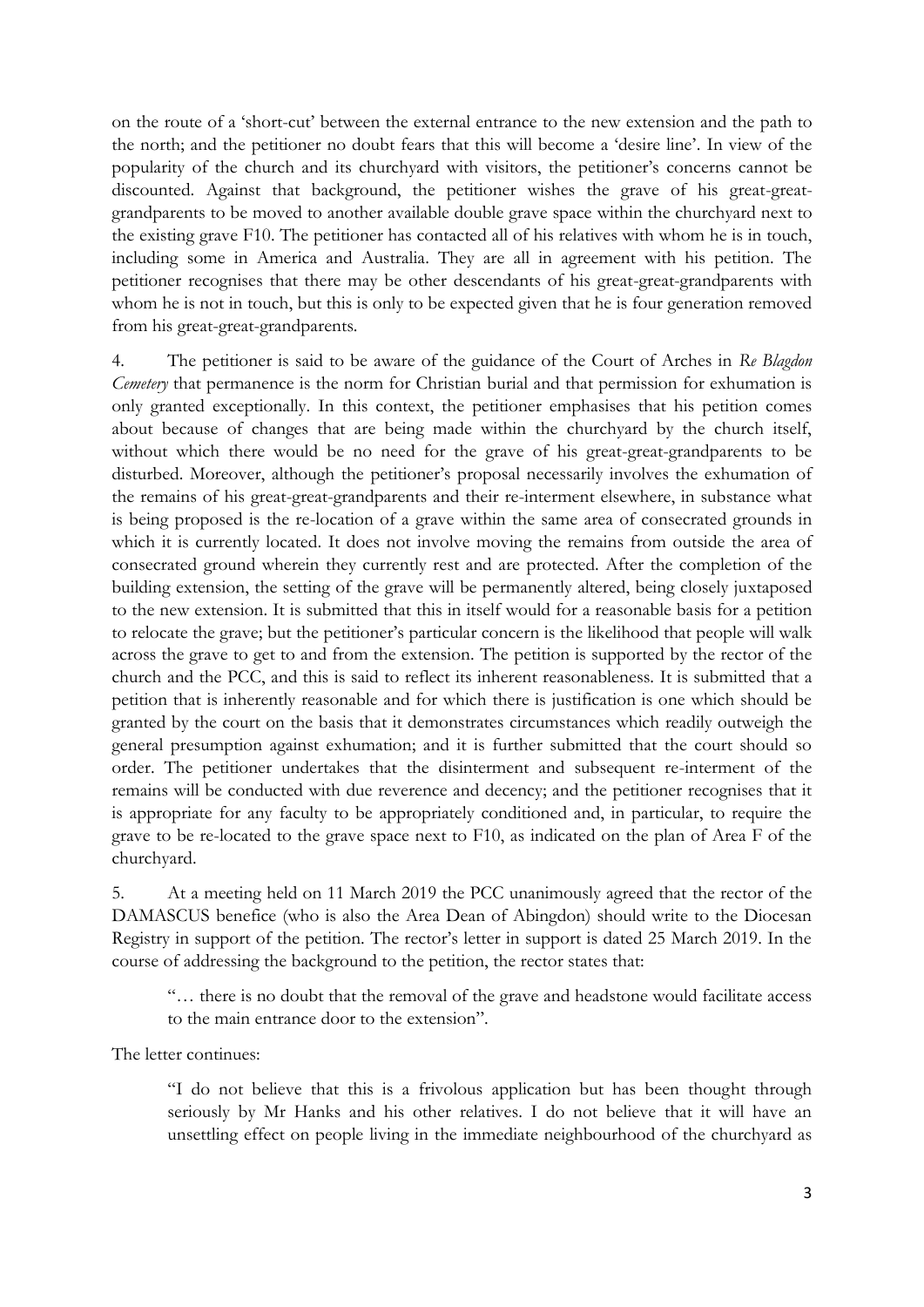on the route of a 'short-cut' between the external entrance to the new extension and the path to the north; and the petitioner no doubt fears that this will become a 'desire line'. In view of the popularity of the church and its churchyard with visitors, the petitioner's concerns cannot be discounted. Against that background, the petitioner wishes the grave of his great-great-grandparents to be moved to another available double grave space within the churchyard next to the existing grave F10. The petitioner has contacted all of his relatives with whom he is in touch, including some in America and Australia. They are all in agreement with his petition. The petitioner recognises that there may be other descendants of his great-great-grandparents with whom he is not in touch, but this is only to be expected given that he is four generation removed from his great-great-grandparents.

4. The petitioner is said to be aware of the guidance of the Court of Arches in *Re Blagdon Cemetery* that permanence is the norm for Christian burial and that permission for exhumation is only granted exceptionally. In this context, the petitioner emphasises that his petition comes about because of changes that are being made within the churchyard by the church itself, without which there would be no need for the grave of his great-great-grandparents to be disturbed. Moreover, although the petitioner's proposal necessarily involves the exhumation of the remains of his great-great-grandparents and their re-interment elsewhere, in substance what is being proposed is the re-location of a grave within the same area of consecrated grounds in which it is currently located. It does not involve moving the remains from outside the area of consecrated ground wherein they currently rest and are protected. After the completion of the building extension, the setting of the grave will be permanently altered, being closely juxtaposed to the new extension. It is submitted that this in itself would for a reasonable basis for a petition to relocate the grave; but the petitioner's particular concern is the likelihood that people will walk across the grave to get to and from the extension. The petition is supported by the rector of the church and the PCC, and this is said to reflect its inherent reasonableness. It is submitted that a petition that is inherently reasonable and for which there is justification is one which should be granted by the court on the basis that it demonstrates circumstances which readily outweigh the general presumption against exhumation; and it is further submitted that the court should so order. The petitioner undertakes that the disinterment and subsequent re-interment of the remains will be conducted with due reverence and decency; and the petitioner recognises that it is appropriate for any faculty to be appropriately conditioned and, in particular, to require the grave to be re-located to the grave space next to F10, as indicated on the plan of Area F of the churchyard.

5. At a meeting held on 11 March 2019 the PCC unanimously agreed that the rector of the DAMASCUS benefice (who is also the Area Dean of Abingdon) should write to the Diocesan Registry in support of the petition. The rector's letter in support is dated 25 March 2019. In the course of addressing the background to the petition, the rector states that:

> "… there is no doubt that the removal of the grave and headstone would facilitate access to the main entrance door to the extension".

The letter continues:

> "I do not believe that this is a frivolous application but has been thought through seriously by Mr Hanks and his other relatives. I do not believe that it will have an unsettling effect on people living in the immediate neighbourhood of the churchyard as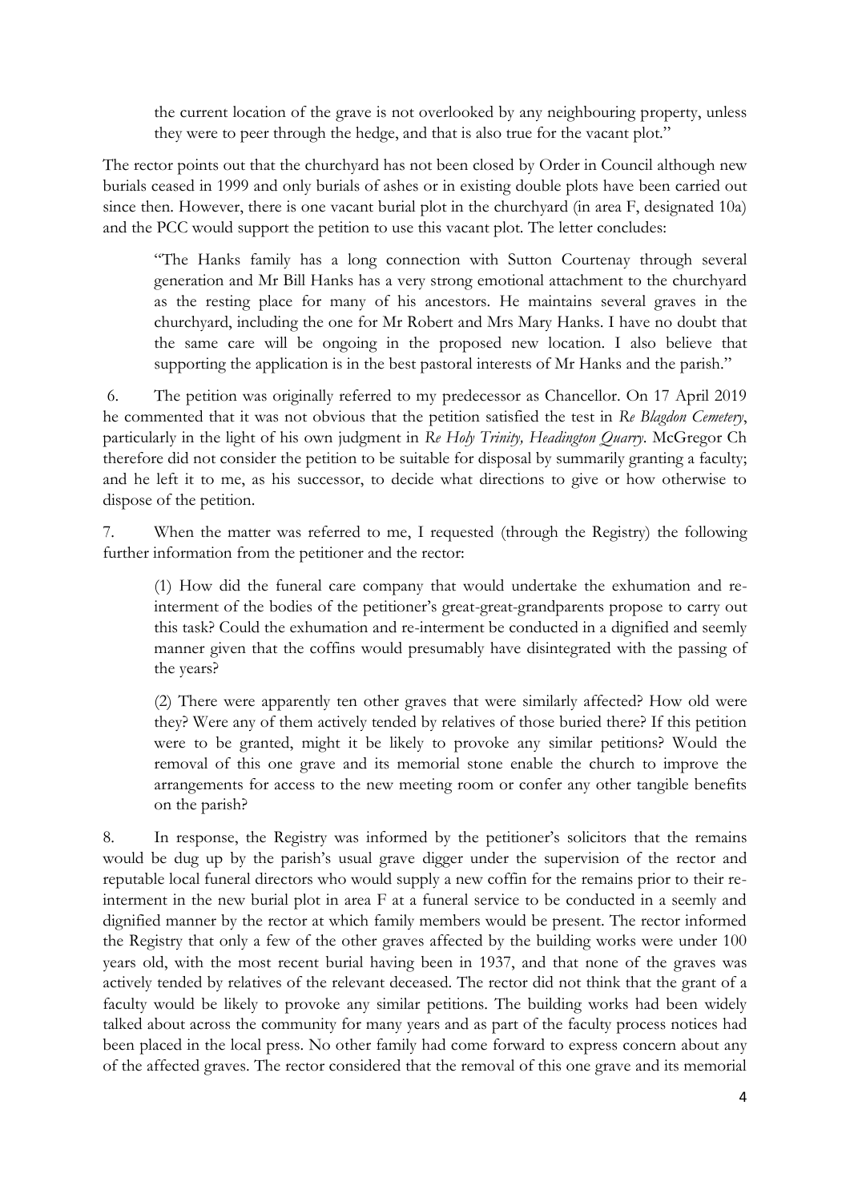> the current location of the grave is not overlooked by any neighbouring property, unless they were to peer through the hedge, and that is also true for the vacant plot."

The rector points out that the churchyard has not been closed by Order in Council although new burials ceased in 1999 and only burials of ashes or in existing double plots have been carried out since then. However, there is one vacant burial plot in the churchyard (in area F, designated 10a) and the PCC would support the petition to use this vacant plot. The letter concludes:

> "The Hanks family has a long connection with Sutton Courtenay through several generation and Mr Bill Hanks has a very strong emotional attachment to the churchyard as the resting place for many of his ancestors. He maintains several graves in the churchyard, including the one for Mr Robert and Mrs Mary Hanks. I have no doubt that the same care will be ongoing in the proposed new location. I also believe that supporting the application is in the best pastoral interests of Mr Hanks and the parish."

6. The petition was originally referred to my predecessor as Chancellor. On 17 April 2019 he commented that it was not obvious that the petition satisfied the test in *Re Blagdon Cemetery*, particularly in the light of his own judgment in *Re Holy Trinity, Headington Quarry*. McGregor Ch therefore did not consider the petition to be suitable for disposal by summarily granting a faculty; and he left it to me, as his successor, to decide what directions to give or how otherwise to dispose of the petition.

7. When the matter was referred to me, I requested (through the Registry) the following further information from the petitioner and the rector:

> (1) How did the funeral care company that would undertake the exhumation and re-interment of the bodies of the petitioner's great-great-grandparents propose to carry out this task? Could the exhumation and re-interment be conducted in a dignified and seemly manner given that the coffins would presumably have disintegrated with the passing of the years?
>
> (2) There were apparently ten other graves that were similarly affected? How old were they? Were any of them actively tended by relatives of those buried there? If this petition were to be granted, might it be likely to provoke any similar petitions? Would the removal of this one grave and its memorial stone enable the church to improve the arrangements for access to the new meeting room or confer any other tangible benefits on the parish?

8. In response, the Registry was informed by the petitioner's solicitors that the remains would be dug up by the parish's usual grave digger under the supervision of the rector and reputable local funeral directors who would supply a new coffin for the remains prior to their re-interment in the new burial plot in area F at a funeral service to be conducted in a seemly and dignified manner by the rector at which family members would be present. The rector informed the Registry that only a few of the other graves affected by the building works were under 100 years old, with the most recent burial having been in 1937, and that none of the graves was actively tended by relatives of the relevant deceased. The rector did not think that the grant of a faculty would be likely to provoke any similar petitions. The building works had been widely talked about across the community for many years and as part of the faculty process notices had been placed in the local press. No other family had come forward to express concern about any of the affected graves. The rector considered that the removal of this one grave and its memorial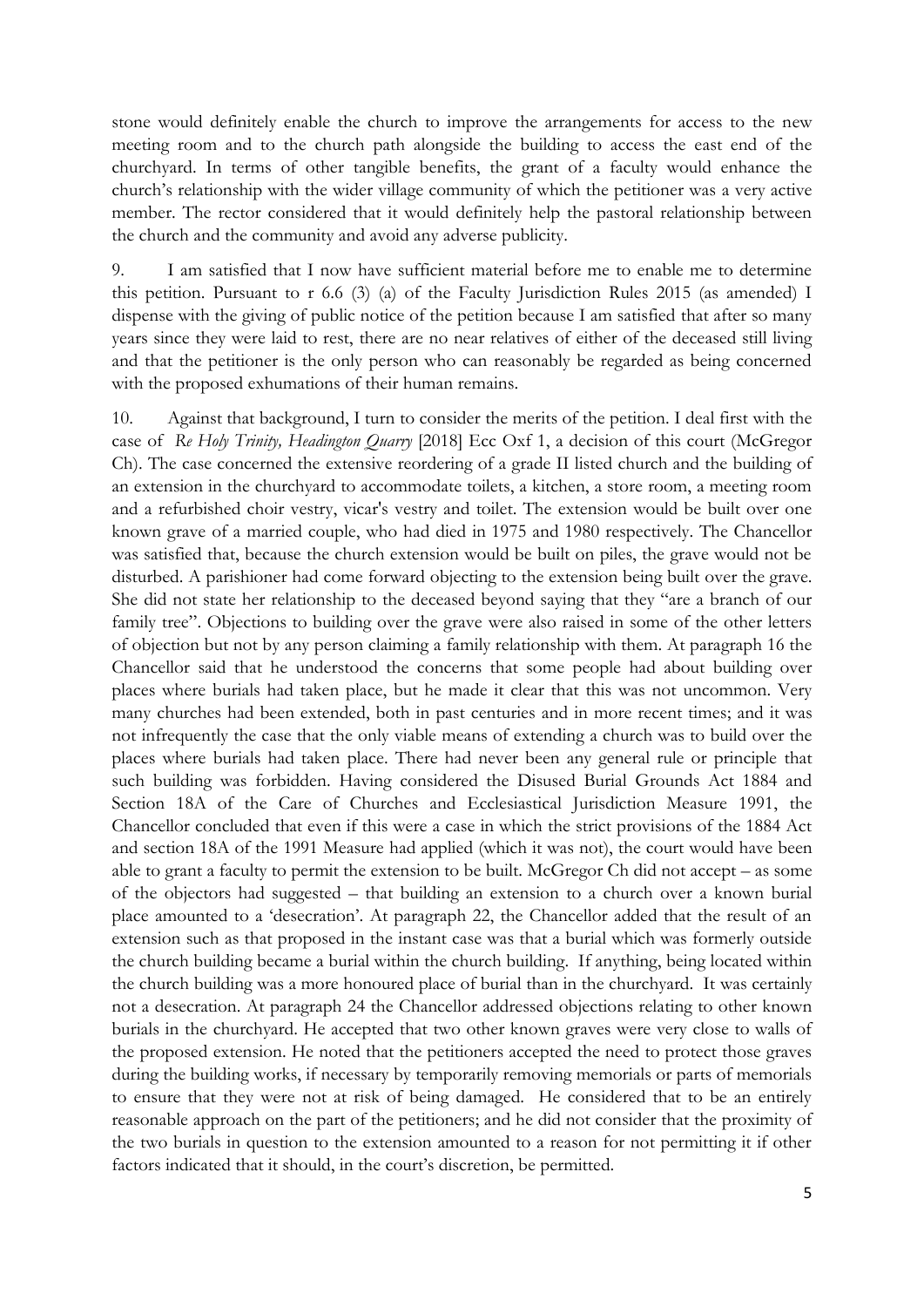stone would definitely enable the church to improve the arrangements for access to the new meeting room and to the church path alongside the building to access the east end of the churchyard. In terms of other tangible benefits, the grant of a faculty would enhance the church's relationship with the wider village community of which the petitioner was a very active member. The rector considered that it would definitely help the pastoral relationship between the church and the community and avoid any adverse publicity.

9. I am satisfied that I now have sufficient material before me to enable me to determine this petition. Pursuant to r 6.6 (3) (a) of the Faculty Jurisdiction Rules 2015 (as amended) I dispense with the giving of public notice of the petition because I am satisfied that after so many years since they were laid to rest, there are no near relatives of either of the deceased still living and that the petitioner is the only person who can reasonably be regarded as being concerned with the proposed exhumations of their human remains.

10. Against that background, I turn to consider the merits of the petition. I deal first with the case of *Re Holy Trinity, Headington Quarry* [2018] Ecc Oxf 1, a decision of this court (McGregor Ch). The case concerned the extensive reordering of a grade II listed church and the building of an extension in the churchyard to accommodate toilets, a kitchen, a store room, a meeting room and a refurbished choir vestry, vicar's vestry and toilet. The extension would be built over one known grave of a married couple, who had died in 1975 and 1980 respectively. The Chancellor was satisfied that, because the church extension would be built on piles, the grave would not be disturbed. A parishioner had come forward objecting to the extension being built over the grave. She did not state her relationship to the deceased beyond saying that they "are a branch of our family tree". Objections to building over the grave were also raised in some of the other letters of objection but not by any person claiming a family relationship with them. At paragraph 16 the Chancellor said that he understood the concerns that some people had about building over places where burials had taken place, but he made it clear that this was not uncommon. Very many churches had been extended, both in past centuries and in more recent times; and it was not infrequently the case that the only viable means of extending a church was to build over the places where burials had taken place. There had never been any general rule or principle that such building was forbidden. Having considered the Disused Burial Grounds Act 1884 and Section 18A of the Care of Churches and Ecclesiastical Jurisdiction Measure 1991, the Chancellor concluded that even if this were a case in which the strict provisions of the 1884 Act and section 18A of the 1991 Measure had applied (which it was not), the court would have been able to grant a faculty to permit the extension to be built. McGregor Ch did not accept – as some of the objectors had suggested – that building an extension to a church over a known burial place amounted to a 'desecration'. At paragraph 22, the Chancellor added that the result of an extension such as that proposed in the instant case was that a burial which was formerly outside the church building became a burial within the church building. If anything, being located within the church building was a more honoured place of burial than in the churchyard. It was certainly not a desecration. At paragraph 24 the Chancellor addressed objections relating to other known burials in the churchyard. He accepted that two other known graves were very close to walls of the proposed extension. He noted that the petitioners accepted the need to protect those graves during the building works, if necessary by temporarily removing memorials or parts of memorials to ensure that they were not at risk of being damaged. He considered that to be an entirely reasonable approach on the part of the petitioners; and he did not consider that the proximity of the two burials in question to the extension amounted to a reason for not permitting it if other factors indicated that it should, in the court's discretion, be permitted.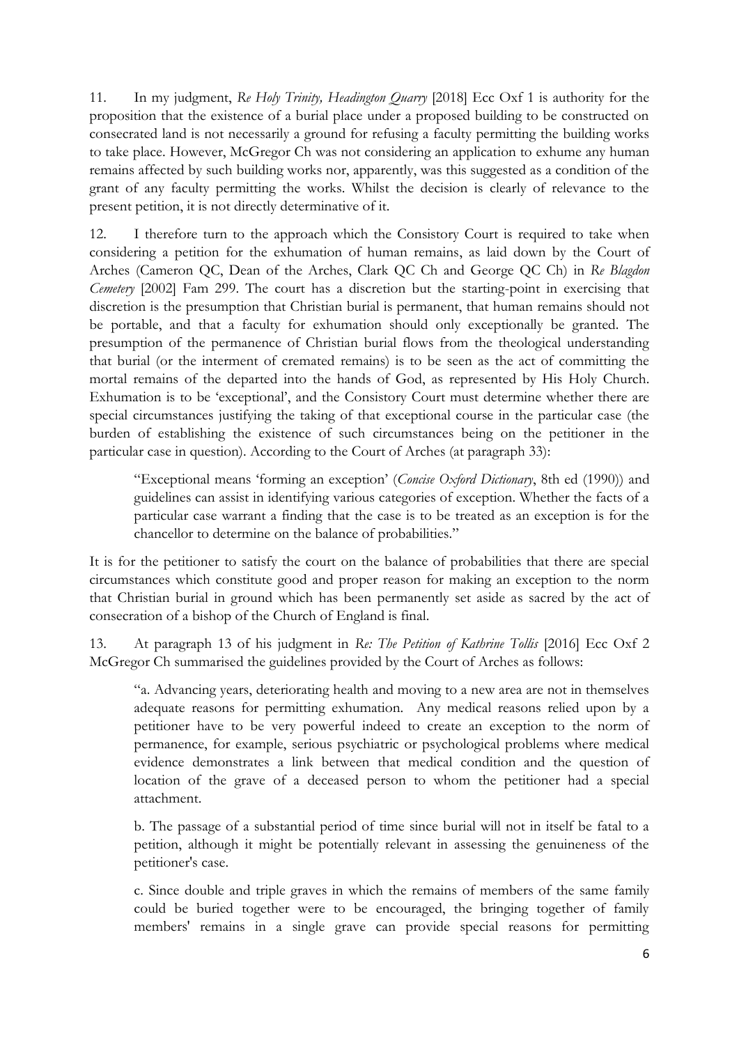11. In my judgment, *Re Holy Trinity, Headington Quarry* [2018] Ecc Oxf 1 is authority for the proposition that the existence of a burial place under a proposed building to be constructed on consecrated land is not necessarily a ground for refusing a faculty permitting the building works to take place. However, McGregor Ch was not considering an application to exhume any human remains affected by such building works nor, apparently, was this suggested as a condition of the grant of any faculty permitting the works. Whilst the decision is clearly of relevance to the present petition, it is not directly determinative of it.

12. I therefore turn to the approach which the Consistory Court is required to take when considering a petition for the exhumation of human remains, as laid down by the Court of Arches (Cameron QC, Dean of the Arches, Clark QC Ch and George QC Ch) in *Re Blagdon Cemetery* [2002] Fam 299. The court has a discretion but the starting-point in exercising that discretion is the presumption that Christian burial is permanent, that human remains should not be portable, and that a faculty for exhumation should only exceptionally be granted. The presumption of the permanence of Christian burial flows from the theological understanding that burial (or the interment of cremated remains) is to be seen as the act of committing the mortal remains of the departed into the hands of God, as represented by His Holy Church. Exhumation is to be 'exceptional', and the Consistory Court must determine whether there are special circumstances justifying the taking of that exceptional course in the particular case (the burden of establishing the existence of such circumstances being on the petitioner in the particular case in question). According to the Court of Arches (at paragraph 33):

> "Exceptional means 'forming an exception' (*Concise Oxford Dictionary*, 8th ed (1990)) and guidelines can assist in identifying various categories of exception. Whether the facts of a particular case warrant a finding that the case is to be treated as an exception is for the chancellor to determine on the balance of probabilities."

It is for the petitioner to satisfy the court on the balance of probabilities that there are special circumstances which constitute good and proper reason for making an exception to the norm that Christian burial in ground which has been permanently set aside as sacred by the act of consecration of a bishop of the Church of England is final.

13. At paragraph 13 of his judgment in *Re: The Petition of Kathrine Tollis* [2016] Ecc Oxf 2 McGregor Ch summarised the guidelines provided by the Court of Arches as follows:

> "a. Advancing years, deteriorating health and moving to a new area are not in themselves adequate reasons for permitting exhumation. Any medical reasons relied upon by a petitioner have to be very powerful indeed to create an exception to the norm of permanence, for example, serious psychiatric or psychological problems where medical evidence demonstrates a link between that medical condition and the question of location of the grave of a deceased person to whom the petitioner had a special attachment.
>
> b. The passage of a substantial period of time since burial will not in itself be fatal to a petition, although it might be potentially relevant in assessing the genuineness of the petitioner's case.
>
> c. Since double and triple graves in which the remains of members of the same family could be buried together were to be encouraged, the bringing together of family members' remains in a single grave can provide special reasons for permitting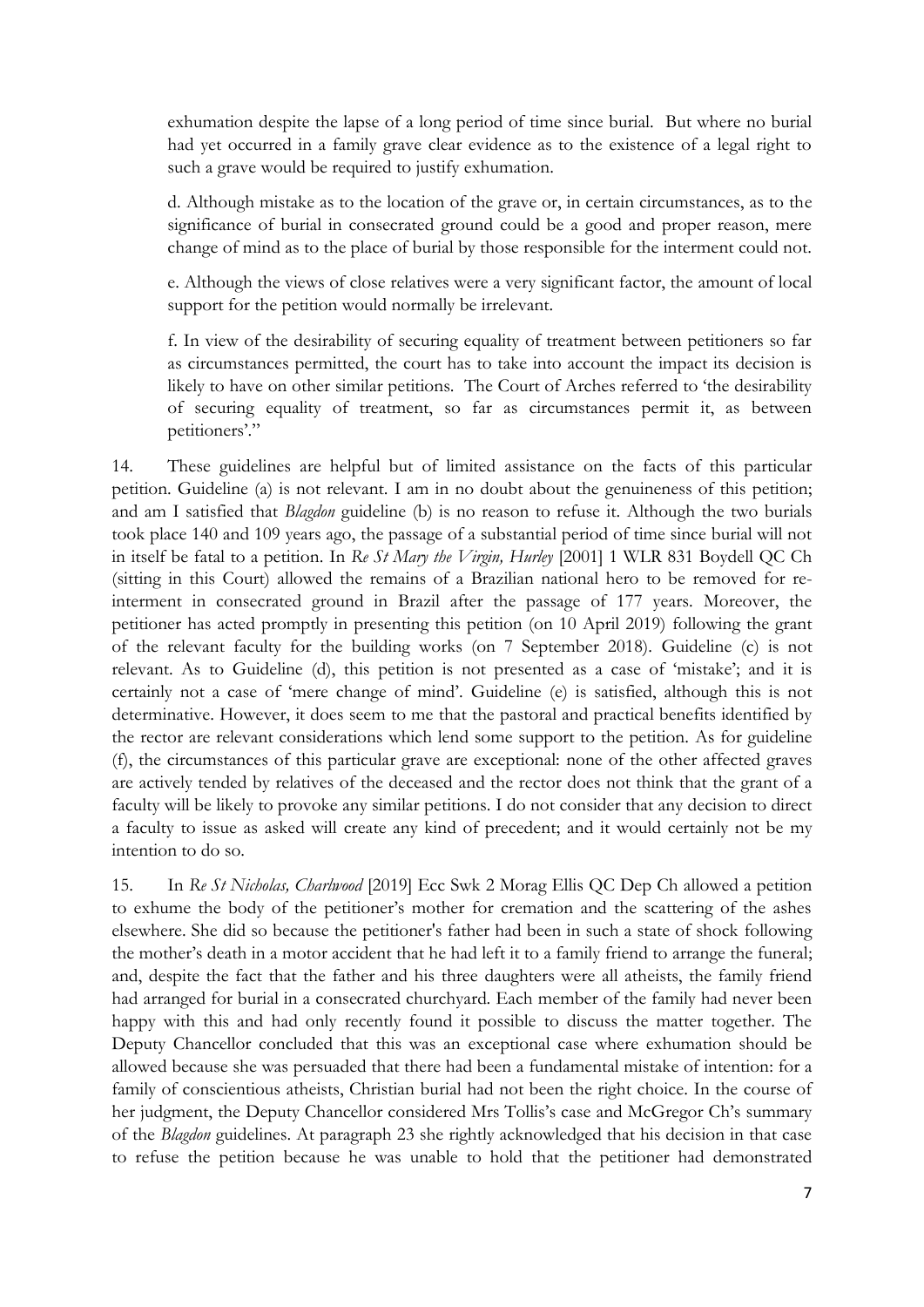exhumation despite the lapse of a long period of time since burial. But where no burial had yet occurred in a family grave clear evidence as to the existence of a legal right to such a grave would be required to justify exhumation.

d. Although mistake as to the location of the grave or, in certain circumstances, as to the significance of burial in consecrated ground could be a good and proper reason, mere change of mind as to the place of burial by those responsible for the interment could not.

e. Although the views of close relatives were a very significant factor, the amount of local support for the petition would normally be irrelevant.

f. In view of the desirability of securing equality of treatment between petitioners so far as circumstances permitted, the court has to take into account the impact its decision is likely to have on other similar petitions. The Court of Arches referred to 'the desirability of securing equality of treatment, so far as circumstances permit it, as between petitioners'."

14. These guidelines are helpful but of limited assistance on the facts of this particular petition. Guideline (a) is not relevant. I am in no doubt about the genuineness of this petition; and am I satisfied that *Blagdon* guideline (b) is no reason to refuse it. Although the two burials took place 140 and 109 years ago, the passage of a substantial period of time since burial will not in itself be fatal to a petition. In *Re St Mary the Virgin, Hurley* [2001] 1 WLR 831 Boydell QC Ch (sitting in this Court) allowed the remains of a Brazilian national hero to be removed for re-interment in consecrated ground in Brazil after the passage of 177 years. Moreover, the petitioner has acted promptly in presenting this petition (on 10 April 2019) following the grant of the relevant faculty for the building works (on 7 September 2018). Guideline (c) is not relevant. As to Guideline (d), this petition is not presented as a case of 'mistake'; and it is certainly not a case of 'mere change of mind'. Guideline (e) is satisfied, although this is not determinative. However, it does seem to me that the pastoral and practical benefits identified by the rector are relevant considerations which lend some support to the petition. As for guideline (f), the circumstances of this particular grave are exceptional: none of the other affected graves are actively tended by relatives of the deceased and the rector does not think that the grant of a faculty will be likely to provoke any similar petitions. I do not consider that any decision to direct a faculty to issue as asked will create any kind of precedent; and it would certainly not be my intention to do so.

15. In *Re St Nicholas, Charlwood* [2019] Ecc Swk 2 Morag Ellis QC Dep Ch allowed a petition to exhume the body of the petitioner's mother for cremation and the scattering of the ashes elsewhere. She did so because the petitioner's father had been in such a state of shock following the mother's death in a motor accident that he had left it to a family friend to arrange the funeral; and, despite the fact that the father and his three daughters were all atheists, the family friend had arranged for burial in a consecrated churchyard. Each member of the family had never been happy with this and had only recently found it possible to discuss the matter together. The Deputy Chancellor concluded that this was an exceptional case where exhumation should be allowed because she was persuaded that there had been a fundamental mistake of intention: for a family of conscientious atheists, Christian burial had not been the right choice. In the course of her judgment, the Deputy Chancellor considered Mrs Tollis's case and McGregor Ch's summary of the *Blagdon* guidelines. At paragraph 23 she rightly acknowledged that his decision in that case to refuse the petition because he was unable to hold that the petitioner had demonstrated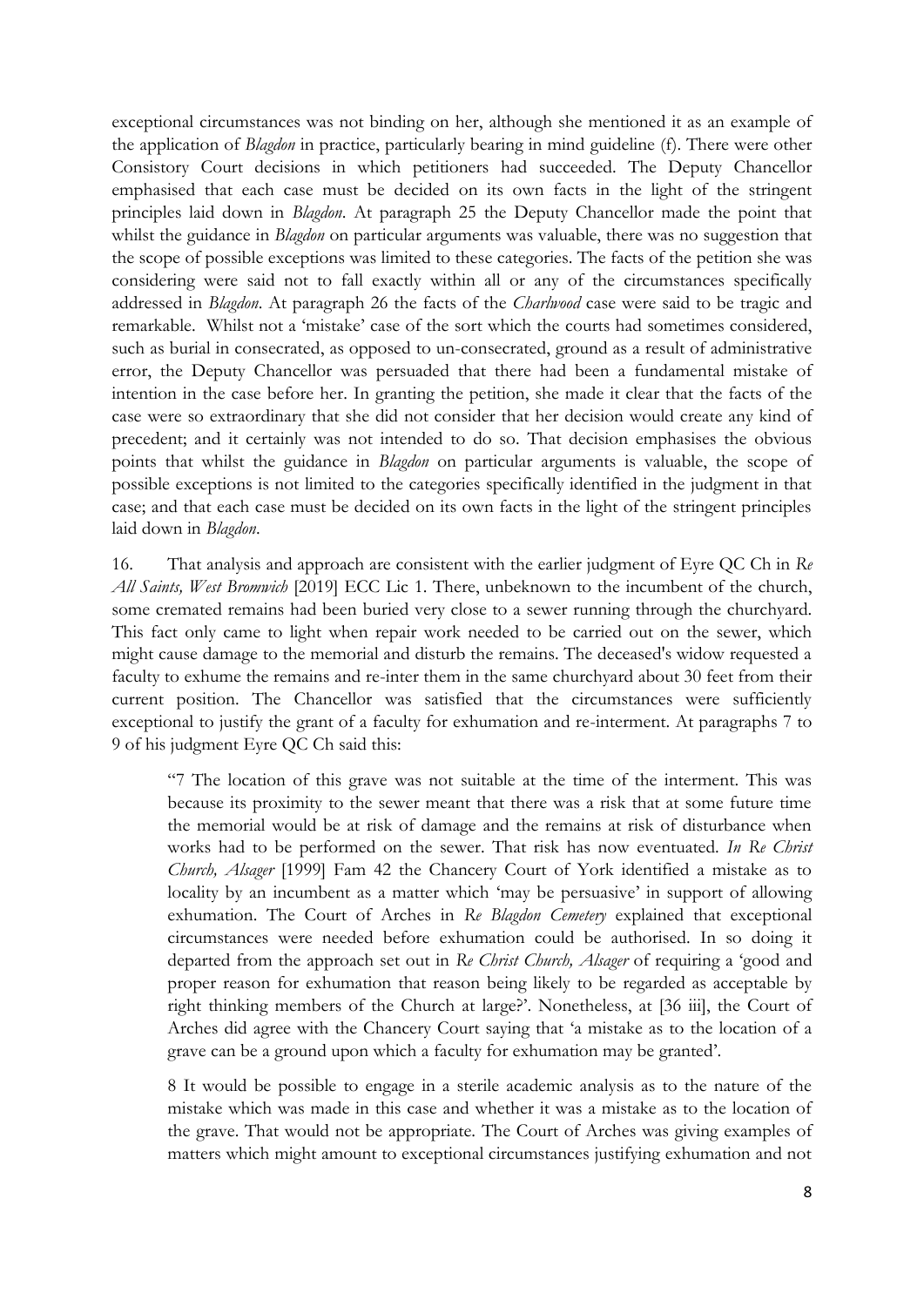exceptional circumstances was not binding on her, although she mentioned it as an example of the application of *Blagdon* in practice, particularly bearing in mind guideline (f). There were other Consistory Court decisions in which petitioners had succeeded. The Deputy Chancellor emphasised that each case must be decided on its own facts in the light of the stringent principles laid down in *Blagdon*. At paragraph 25 the Deputy Chancellor made the point that whilst the guidance in *Blagdon* on particular arguments was valuable, there was no suggestion that the scope of possible exceptions was limited to these categories. The facts of the petition she was considering were said not to fall exactly within all or any of the circumstances specifically addressed in *Blagdon*. At paragraph 26 the facts of the *Charlwood* case were said to be tragic and remarkable. Whilst not a 'mistake' case of the sort which the courts had sometimes considered, such as burial in consecrated, as opposed to un-consecrated, ground as a result of administrative error, the Deputy Chancellor was persuaded that there had been a fundamental mistake of intention in the case before her. In granting the petition, she made it clear that the facts of the case were so extraordinary that she did not consider that her decision would create any kind of precedent; and it certainly was not intended to do so. That decision emphasises the obvious points that whilst the guidance in *Blagdon* on particular arguments is valuable, the scope of possible exceptions is not limited to the categories specifically identified in the judgment in that case; and that each case must be decided on its own facts in the light of the stringent principles laid down in *Blagdon*.

16. That analysis and approach are consistent with the earlier judgment of Eyre QC Ch in *Re All Saints, West Bromwich* [2019] ECC Lic 1. There, unbeknown to the incumbent of the church, some cremated remains had been buried very close to a sewer running through the churchyard. This fact only came to light when repair work needed to be carried out on the sewer, which might cause damage to the memorial and disturb the remains. The deceased's widow requested a faculty to exhume the remains and re-inter them in the same churchyard about 30 feet from their current position. The Chancellor was satisfied that the circumstances were sufficiently exceptional to justify the grant of a faculty for exhumation and re-interment. At paragraphs 7 to 9 of his judgment Eyre QC Ch said this:

> "7 The location of this grave was not suitable at the time of the interment. This was because its proximity to the sewer meant that there was a risk that at some future time the memorial would be at risk of damage and the remains at risk of disturbance when works had to be performed on the sewer. That risk has now eventuated. *In Re Christ Church, Alsager* [1999] Fam 42 the Chancery Court of York identified a mistake as to locality by an incumbent as a matter which 'may be persuasive' in support of allowing exhumation. The Court of Arches in *Re Blagdon Cemetery* explained that exceptional circumstances were needed before exhumation could be authorised. In so doing it departed from the approach set out in *Re Christ Church, Alsager* of requiring a 'good and proper reason for exhumation that reason being likely to be regarded as acceptable by right thinking members of the Church at large?'. Nonetheless, at [36 iii], the Court of Arches did agree with the Chancery Court saying that 'a mistake as to the location of a grave can be a ground upon which a faculty for exhumation may be granted'.
>
> 8 It would be possible to engage in a sterile academic analysis as to the nature of the mistake which was made in this case and whether it was a mistake as to the location of the grave. That would not be appropriate. The Court of Arches was giving examples of matters which might amount to exceptional circumstances justifying exhumation and not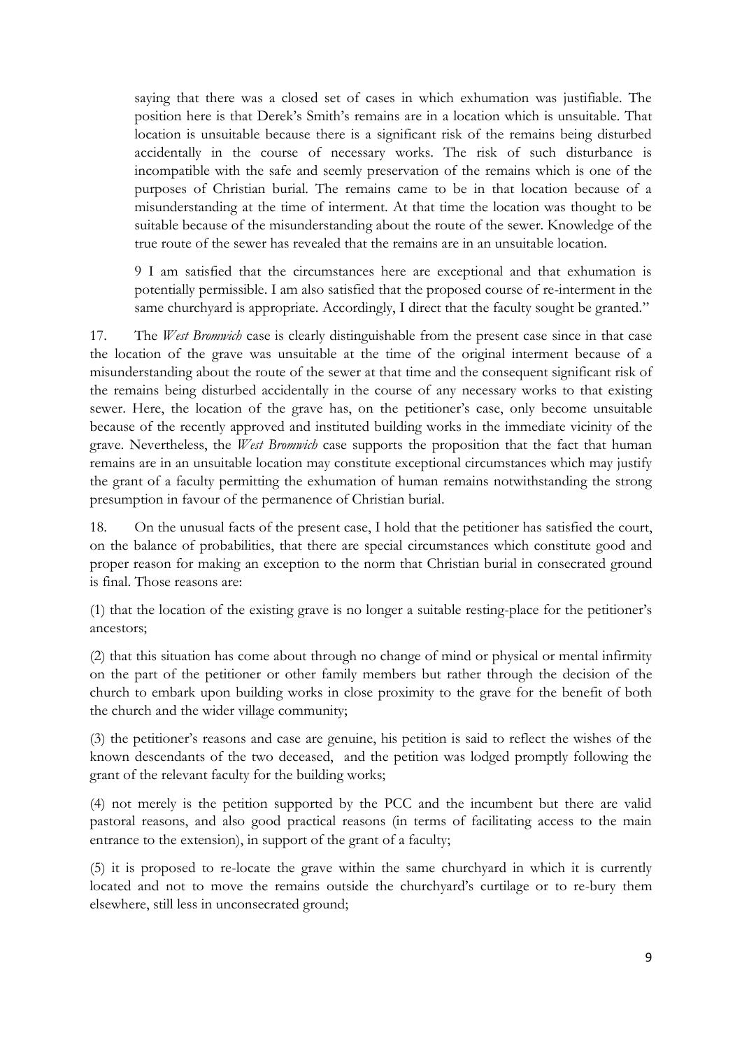> saying that there was a closed set of cases in which exhumation was justifiable. The position here is that Derek's Smith's remains are in a location which is unsuitable. That location is unsuitable because there is a significant risk of the remains being disturbed accidentally in the course of necessary works. The risk of such disturbance is incompatible with the safe and seemly preservation of the remains which is one of the purposes of Christian burial. The remains came to be in that location because of a misunderstanding at the time of interment. At that time the location was thought to be suitable because of the misunderstanding about the route of the sewer. Knowledge of the true route of the sewer has revealed that the remains are in an unsuitable location.
>
> 9 I am satisfied that the circumstances here are exceptional and that exhumation is potentially permissible. I am also satisfied that the proposed course of re-interment in the same churchyard is appropriate. Accordingly, I direct that the faculty sought be granted."

17. The *West Bromwich* case is clearly distinguishable from the present case since in that case the location of the grave was unsuitable at the time of the original interment because of a misunderstanding about the route of the sewer at that time and the consequent significant risk of the remains being disturbed accidentally in the course of any necessary works to that existing sewer. Here, the location of the grave has, on the petitioner's case, only become unsuitable because of the recently approved and instituted building works in the immediate vicinity of the grave. Nevertheless, the *West Bromwich* case supports the proposition that the fact that human remains are in an unsuitable location may constitute exceptional circumstances which may justify the grant of a faculty permitting the exhumation of human remains notwithstanding the strong presumption in favour of the permanence of Christian burial.

18. On the unusual facts of the present case, I hold that the petitioner has satisfied the court, on the balance of probabilities, that there are special circumstances which constitute good and proper reason for making an exception to the norm that Christian burial in consecrated ground is final. Those reasons are:

(1) that the location of the existing grave is no longer a suitable resting-place for the petitioner's ancestors;

(2) that this situation has come about through no change of mind or physical or mental infirmity on the part of the petitioner or other family members but rather through the decision of the church to embark upon building works in close proximity to the grave for the benefit of both the church and the wider village community;

(3) the petitioner's reasons and case are genuine, his petition is said to reflect the wishes of the known descendants of the two deceased, and the petition was lodged promptly following the grant of the relevant faculty for the building works;

(4) not merely is the petition supported by the PCC and the incumbent but there are valid pastoral reasons, and also good practical reasons (in terms of facilitating access to the main entrance to the extension), in support of the grant of a faculty;

(5) it is proposed to re-locate the grave within the same churchyard in which it is currently located and not to move the remains outside the churchyard's curtilage or to re-bury them elsewhere, still less in unconsecrated ground;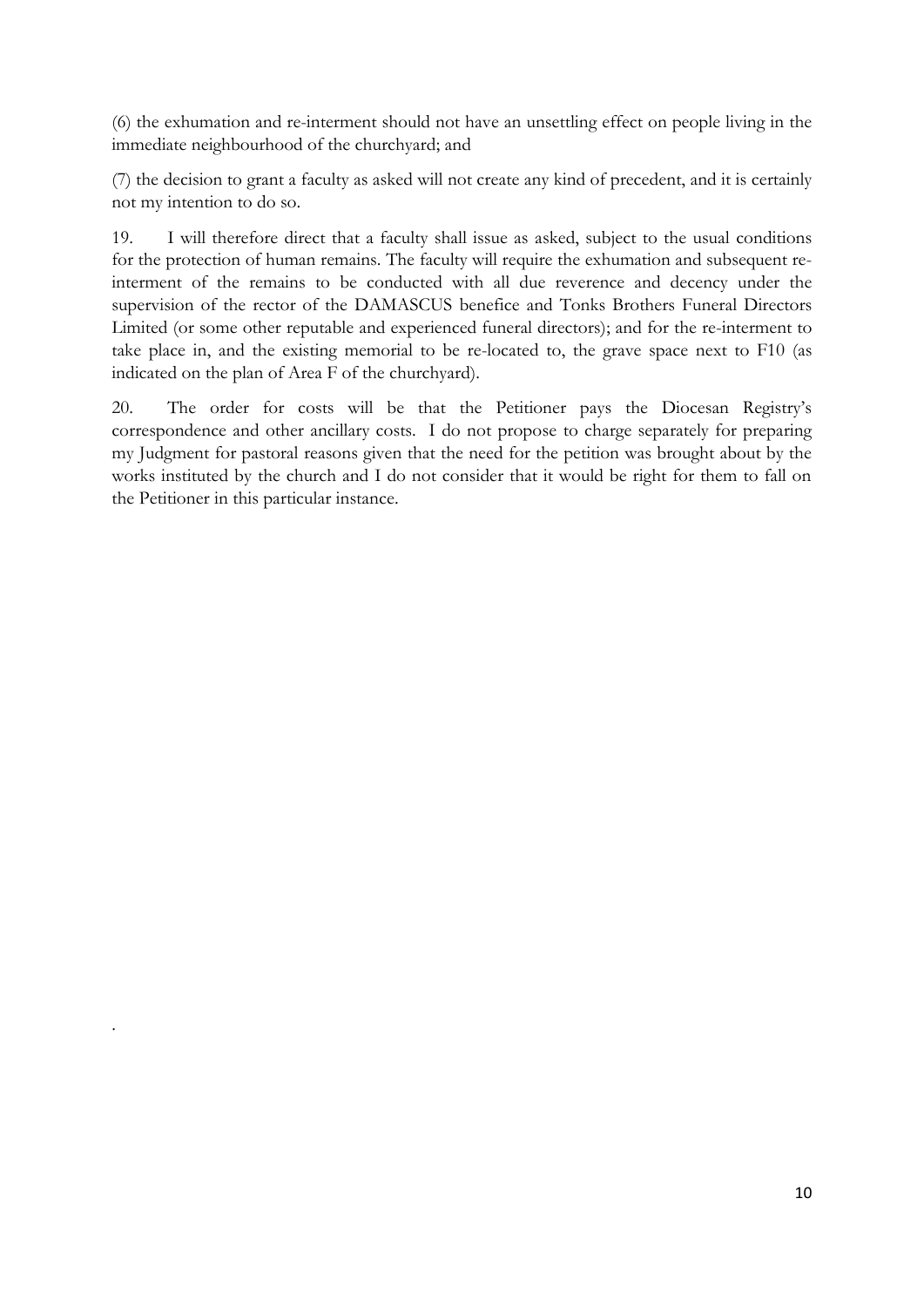(6) the exhumation and re-interment should not have an unsettling effect on people living in the immediate neighbourhood of the churchyard; and

(7) the decision to grant a faculty as asked will not create any kind of precedent, and it is certainly not my intention to do so.

19. I will therefore direct that a faculty shall issue as asked, subject to the usual conditions for the protection of human remains. The faculty will require the exhumation and subsequent re-interment of the remains to be conducted with all due reverence and decency under the supervision of the rector of the DAMASCUS benefice and Tonks Brothers Funeral Directors Limited (or some other reputable and experienced funeral directors); and for the re-interment to take place in, and the existing memorial to be re-located to, the grave space next to F10 (as indicated on the plan of Area F of the churchyard).

20. The order for costs will be that the Petitioner pays the Diocesan Registry's correspondence and other ancillary costs. I do not propose to charge separately for preparing my Judgment for pastoral reasons given that the need for the petition was brought about by the works instituted by the church and I do not consider that it would be right for them to fall on the Petitioner in this particular instance.

.